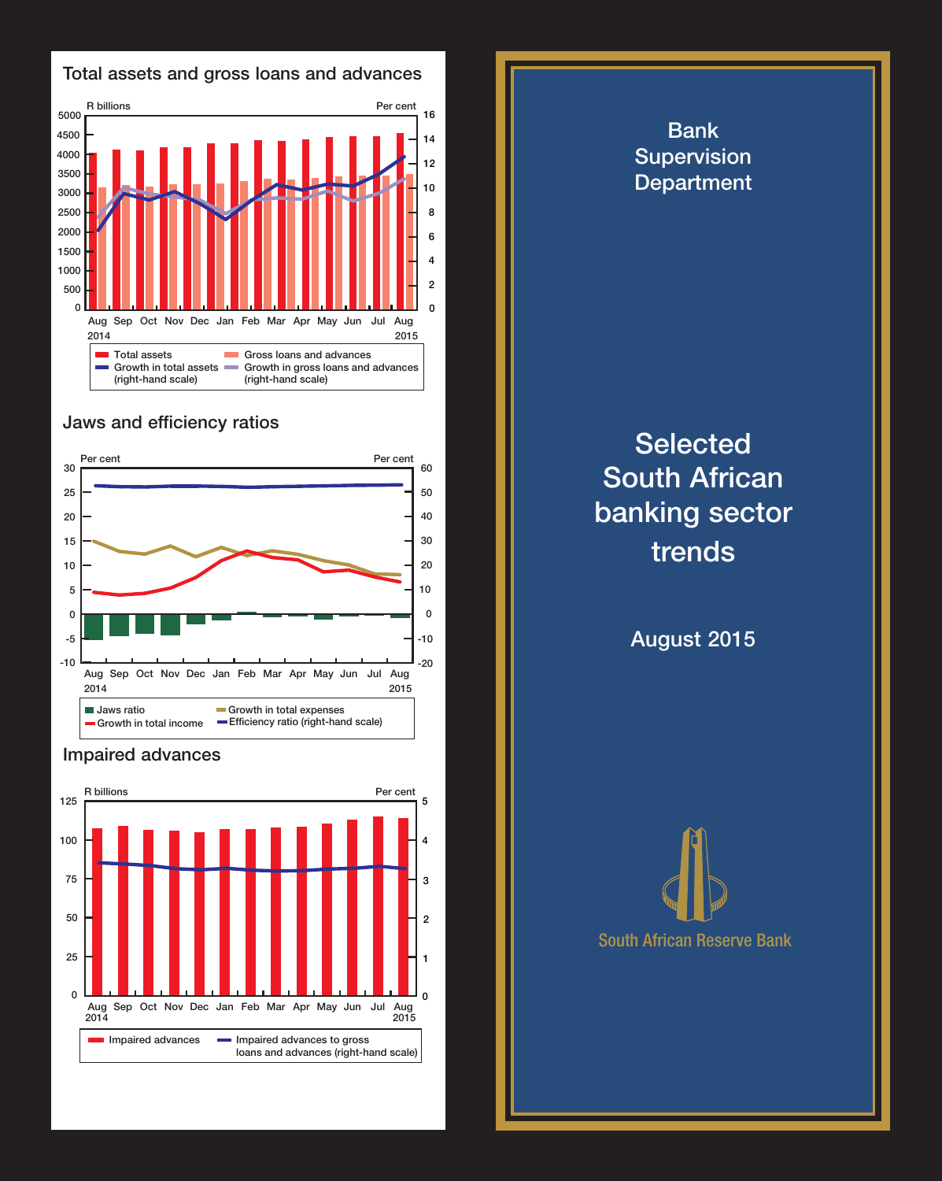## Total assets and gross loans and advances

R billions / Per cent

Aug 2014 – Aug 2015

- Total assets
- Gross loans and advances
- Growth in total assets (right-hand scale)
- Growth in gross loans and advances (right-hand scale)

## Jaws and efficiency ratios

Per cent / Per cent

Aug 2014 – Aug 2015

- Jaws ratio
- Growth in total income
- Growth in total expenses
- Efficiency ratio (right-hand scale)

## Impaired advances

R billions / Per cent

Aug 2014 – Aug 2015

- Impaired advances
- Impaired advances to gross loans and advances (right-hand scale)

---

Bank Supervision Department

# Selected South African banking sector trends

August 2015

South African Reserve Bank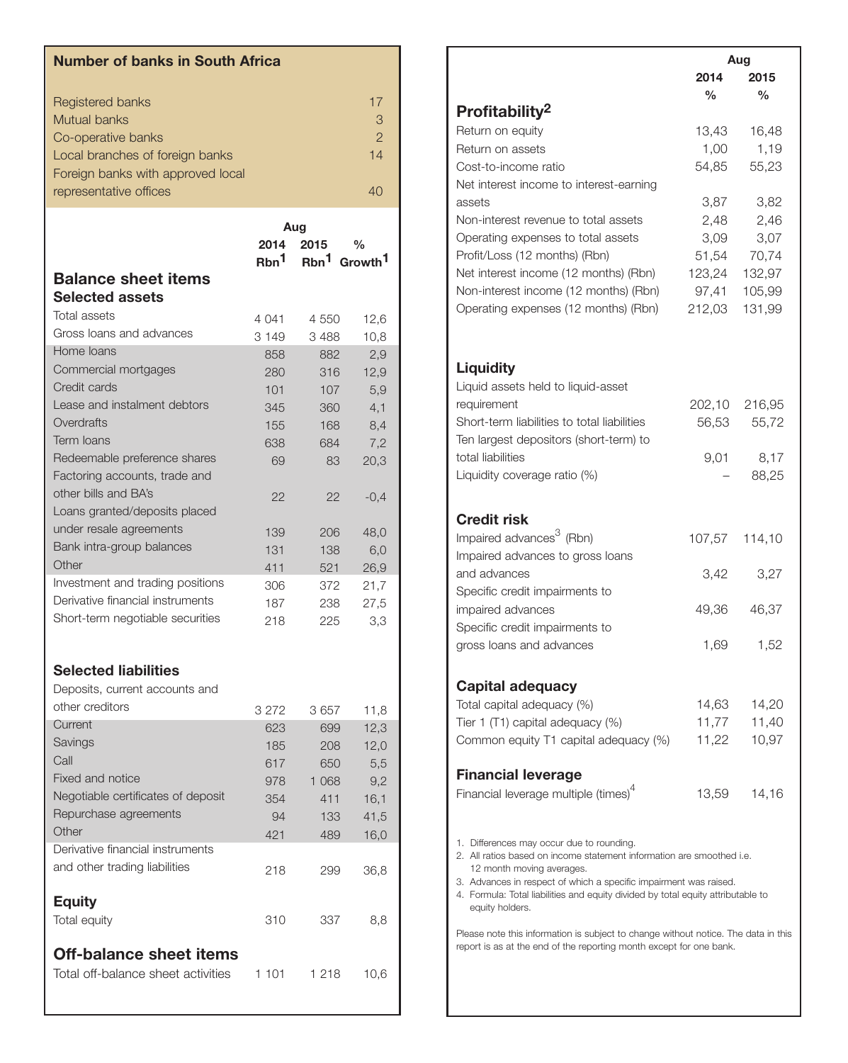## Number of banks in South Africa

| | |
|---|---|
| Registered banks | 17 |
| Mutual banks | 3 |
| Co-operative banks | 2 |
| Local branches of foreign banks | 14 |
| Foreign banks with approved local representative offices | 40 |

| | Aug 2014 Rbn[1] | Aug 2015 Rbn[1] | % Growth[1] |
|---|---|---|---|
| **Balance sheet items** | | | |
| **Selected assets** | | | |
| Total assets | 4 041 | 4 550 | 12,6 |
| Gross loans and advances | 3 149 | 3 488 | 10,8 |
| Home loans | 858 | 882 | 2,9 |
| Commercial mortgages | 280 | 316 | 12,9 |
| Credit cards | 101 | 107 | 5,9 |
| Lease and instalment debtors | 345 | 360 | 4,1 |
| Overdrafts | 155 | 168 | 8,4 |
| Term loans | 638 | 684 | 7,2 |
| Redeemable preference shares | 69 | 83 | 20,3 |
| Factoring accounts, trade and other bills and BA's | 22 | 22 | -0,4 |
| Loans granted/deposits placed under resale agreements | 139 | 206 | 48,0 |
| Bank intra-group balances | 131 | 138 | 6,0 |
| Other | 411 | 521 | 26,9 |
| Investment and trading positions | 306 | 372 | 21,7 |
| Derivative financial instruments | 187 | 238 | 27,5 |
| Short-term negotiable securities | 218 | 225 | 3,3 |
| **Selected liabilities** | | | |
| Deposits, current accounts and other creditors | 3 272 | 3 657 | 11,8 |
| Current | 623 | 699 | 12,3 |
| Savings | 185 | 208 | 12,0 |
| Call | 617 | 650 | 5,5 |
| Fixed and notice | 978 | 1 068 | 9,2 |
| Negotiable certificates of deposit | 354 | 411 | 16,1 |
| Repurchase agreements | 94 | 133 | 41,5 |
| Other | 421 | 489 | 16,0 |
| Derivative financial instruments and other trading liabilities | 218 | 299 | 36,8 |
| **Equity** | | | |
| Total equity | 310 | 337 | 8,8 |
| **Off-balance sheet items** | | | |
| Total off-balance sheet activities | 1 101 | 1 218 | 10,6 |

| | Aug 2014 % | Aug 2015 % |
|---|---|---|
| **Profitability[2]** | | |
| Return on equity | 13,43 | 16,48 |
| Return on assets | 1,00 | 1,19 |
| Cost-to-income ratio | 54,85 | 55,23 |
| Net interest income to interest-earning assets | 3,87 | 3,82 |
| Non-interest revenue to total assets | 2,48 | 2,46 |
| Operating expenses to total assets | 3,09 | 3,07 |
| Profit/Loss (12 months) (Rbn) | 51,54 | 70,74 |
| Net interest income (12 months) (Rbn) | 123,24 | 132,97 |
| Non-interest income (12 months) (Rbn) | 97,41 | 105,99 |
| Operating expenses (12 months) (Rbn) | 212,03 | 131,99 |
| **Liquidity** | | |
| Liquid assets held to liquid-asset requirement | 202,10 | 216,95 |
| Short-term liabilities to total liabilities | 56,53 | 55,72 |
| Ten largest depositors (short-term) to total liabilities | 9,01 | 8,17 |
| Liquidity coverage ratio (%) | – | 88,25 |
| **Credit risk** | | |
| Impaired advances[3] (Rbn) | 107,57 | 114,10 |
| Impaired advances to gross loans and advances | 3,42 | 3,27 |
| Specific credit impairments to impaired advances | 49,36 | 46,37 |
| Specific credit impairments to gross loans and advances | 1,69 | 1,52 |
| **Capital adequacy** | | |
| Total capital adequacy (%) | 14,63 | 14,20 |
| Tier 1 (T1) capital adequacy (%) | 11,77 | 11,40 |
| Common equity T1 capital adequacy (%) | 11,22 | 10,97 |
| **Financial leverage** | | |
| Financial leverage multiple (times)[4] | 13,59 | 14,16 |

1. Differences may occur due to rounding.
2. All ratios based on income statement information are smoothed i.e. 12 month moving averages.
3. Advances in respect of which a specific impairment was raised.
4. Formula: Total liabilities and equity divided by total equity attributable to equity holders.

Please note this information is subject to change without notice. The data in this report is as at the end of the reporting month except for one bank.